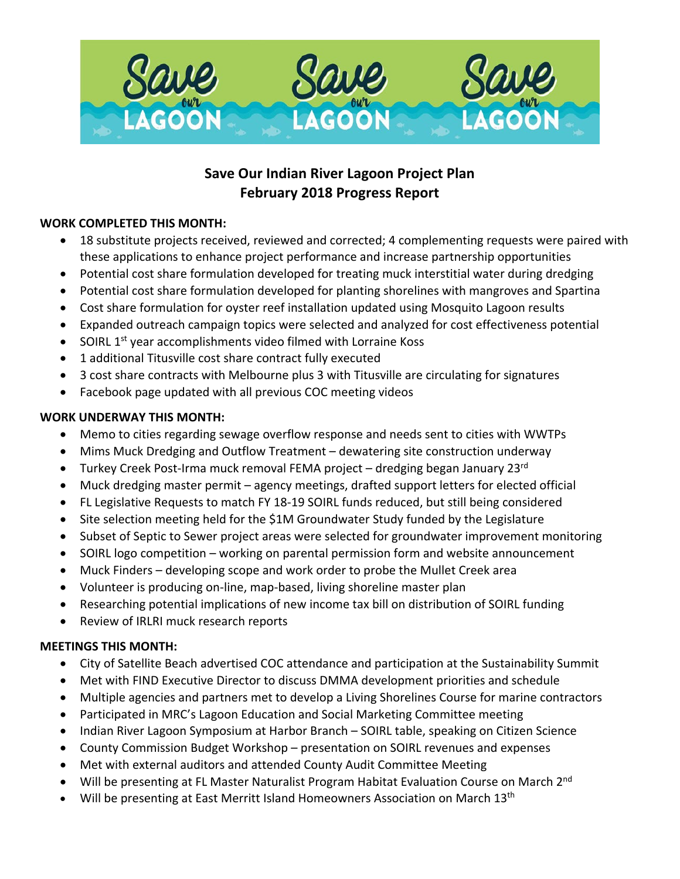# Save Our Indian River Lagoon Project Plan
## February 2018 Progress Report

**WORK COMPLETED THIS MONTH:**

- 18 substitute projects received, reviewed and corrected; 4 complementing requests were paired with these applications to enhance project performance and increase partnership opportunities
- Potential cost share formulation developed for treating muck interstitial water during dredging
- Potential cost share formulation developed for planting shorelines with mangroves and Spartina
- Cost share formulation for oyster reef installation updated using Mosquito Lagoon results
- Expanded outreach campaign topics were selected and analyzed for cost effectiveness potential
- SOIRL 1st year accomplishments video filmed with Lorraine Koss
- 1 additional Titusville cost share contract fully executed
- 3 cost share contracts with Melbourne plus 3 with Titusville are circulating for signatures
- Facebook page updated with all previous COC meeting videos

**WORK UNDERWAY THIS MONTH:**

- Memo to cities regarding sewage overflow response and needs sent to cities with WWTPs
- Mims Muck Dredging and Outflow Treatment – dewatering site construction underway
- Turkey Creek Post-Irma muck removal FEMA project – dredging began January 23rd
- Muck dredging master permit – agency meetings, drafted support letters for elected official
- FL Legislative Requests to match FY 18-19 SOIRL funds reduced, but still being considered
- Site selection meeting held for the $1M Groundwater Study funded by the Legislature
- Subset of Septic to Sewer project areas were selected for groundwater improvement monitoring
- SOIRL logo competition – working on parental permission form and website announcement
- Muck Finders – developing scope and work order to probe the Mullet Creek area
- Volunteer is producing on-line, map-based, living shoreline master plan
- Researching potential implications of new income tax bill on distribution of SOIRL funding
- Review of IRLRI muck research reports

**MEETINGS THIS MONTH:**

- City of Satellite Beach advertised COC attendance and participation at the Sustainability Summit
- Met with FIND Executive Director to discuss DMMA development priorities and schedule
- Multiple agencies and partners met to develop a Living Shorelines Course for marine contractors
- Participated in MRC's Lagoon Education and Social Marketing Committee meeting
- Indian River Lagoon Symposium at Harbor Branch – SOIRL table, speaking on Citizen Science
- County Commission Budget Workshop – presentation on SOIRL revenues and expenses
- Met with external auditors and attended County Audit Committee Meeting
- Will be presenting at FL Master Naturalist Program Habitat Evaluation Course on March 2nd
- Will be presenting at East Merritt Island Homeowners Association on March 13th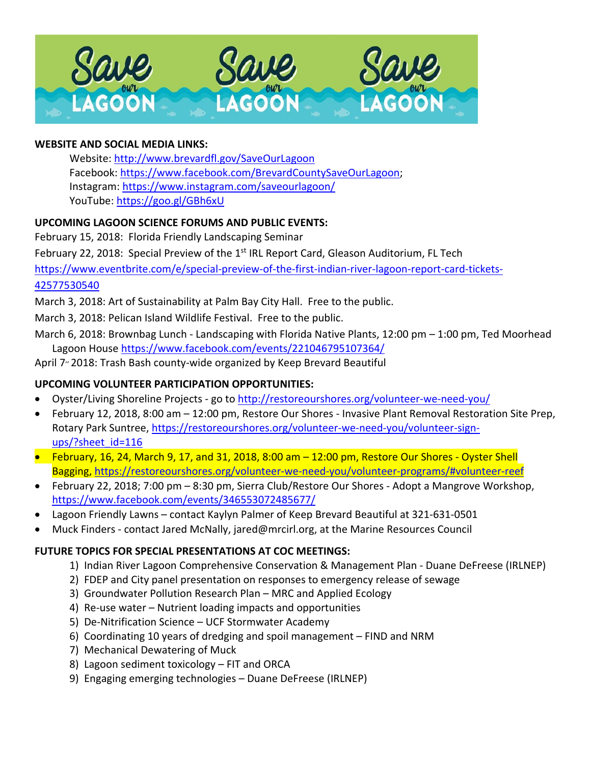**WEBSITE AND SOCIAL MEDIA LINKS:**

Website: http://www.brevardfl.gov/SaveOurLagoon
Facebook: https://www.facebook.com/BrevardCountySaveOurLagoon;
Instagram: https://www.instagram.com/saveourlagoon/
YouTube: https://goo.gl/GBh6xU

**UPCOMING LAGOON SCIENCE FORUMS AND PUBLIC EVENTS:**

February 15, 2018: Florida Friendly Landscaping Seminar

February 22, 2018: Special Preview of the 1st IRL Report Card, Gleason Auditorium, FL Tech https://www.eventbrite.com/e/special-preview-of-the-first-indian-river-lagoon-report-card-tickets-42577530540

March 3, 2018: Art of Sustainability at Palm Bay City Hall. Free to the public.

March 3, 2018: Pelican Island Wildlife Festival. Free to the public.

March 6, 2018: Brownbag Lunch - Landscaping with Florida Native Plants, 12:00 pm – 1:00 pm, Ted Moorhead Lagoon House https://www.facebook.com/events/221046795107364/

April 7th 2018: Trash Bash county-wide organized by Keep Brevard Beautiful

**UPCOMING VOLUNTEER PARTICIPATION OPPORTUNITIES:**

- Oyster/Living Shoreline Projects - go to http://restoreourshores.org/volunteer-we-need-you/
- February 12, 2018, 8:00 am – 12:00 pm, Restore Our Shores - Invasive Plant Removal Restoration Site Prep, Rotary Park Suntree, https://restoreourshores.org/volunteer-we-need-you/volunteer-sign-ups/?sheet_id=116
- February, 16, 24, March 9, 17, and 31, 2018, 8:00 am – 12:00 pm, Restore Our Shores - Oyster Shell Bagging, https://restoreourshores.org/volunteer-we-need-you/volunteer-programs/#volunteer-reef
- February 22, 2018; 7:00 pm – 8:30 pm, Sierra Club/Restore Our Shores - Adopt a Mangrove Workshop, https://www.facebook.com/events/346553072485677/
- Lagoon Friendly Lawns – contact Kaylyn Palmer of Keep Brevard Beautiful at 321-631-0501
- Muck Finders - contact Jared McNally, jared@mrcirl.org, at the Marine Resources Council

**FUTURE TOPICS FOR SPECIAL PRESENTATIONS AT COC MEETINGS:**

1) Indian River Lagoon Comprehensive Conservation & Management Plan - Duane DeFreese (IRLNEP)
2) FDEP and City panel presentation on responses to emergency release of sewage
3) Groundwater Pollution Research Plan – MRC and Applied Ecology
4) Re-use water – Nutrient loading impacts and opportunities
5) De-Nitrification Science – UCF Stormwater Academy
6) Coordinating 10 years of dredging and spoil management – FIND and NRM
7) Mechanical Dewatering of Muck
8) Lagoon sediment toxicology – FIT and ORCA
9) Engaging emerging technologies – Duane DeFreese (IRLNEP)